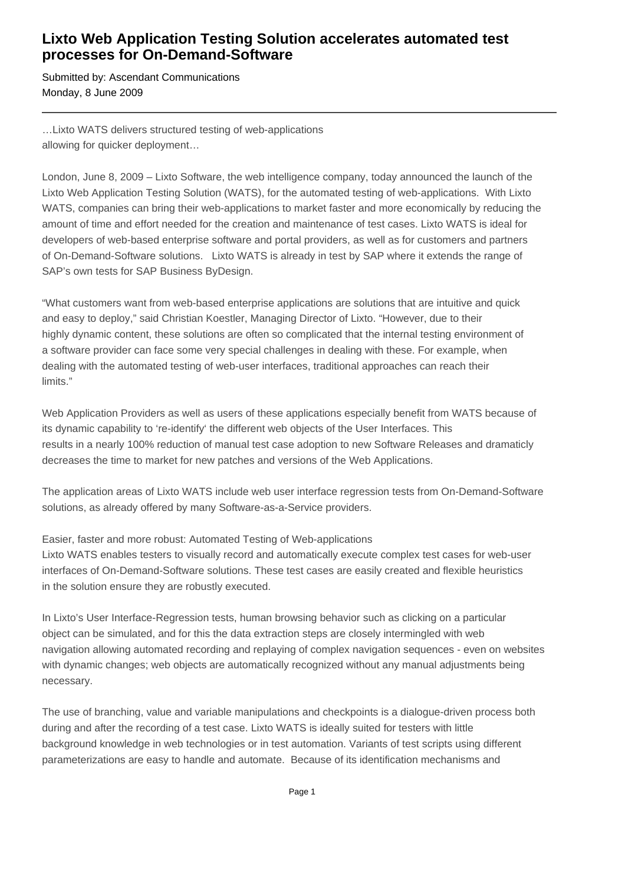# Lixto Web Application Testing Solution accelerates automated test processes for On-Demand-Software

Submitted by: Ascendant Communications
Monday, 8 June 2009

---

…Lixto WATS delivers structured testing of web-applications allowing for quicker deployment…

London, June 8, 2009 – Lixto Software, the web intelligence company, today announced the launch of the Lixto Web Application Testing Solution (WATS), for the automated testing of web-applications. With Lixto WATS, companies can bring their web-applications to market faster and more economically by reducing the amount of time and effort needed for the creation and maintenance of test cases. Lixto WATS is ideal for developers of web-based enterprise software and portal providers, as well as for customers and partners of On-Demand-Software solutions. Lixto WATS is already in test by SAP where it extends the range of SAP's own tests for SAP Business ByDesign.

"What customers want from web-based enterprise applications are solutions that are intuitive and quick and easy to deploy," said Christian Koestler, Managing Director of Lixto. "However, due to their highly dynamic content, these solutions are often so complicated that the internal testing environment of a software provider can face some very special challenges in dealing with these. For example, when dealing with the automated testing of web-user interfaces, traditional approaches can reach their limits."

Web Application Providers as well as users of these applications especially benefit from WATS because of its dynamic capability to 're-identify' the different web objects of the User Interfaces. This results in a nearly 100% reduction of manual test case adoption to new Software Releases and dramaticly decreases the time to market for new patches and versions of the Web Applications.

The application areas of Lixto WATS include web user interface regression tests from On-Demand-Software solutions, as already offered by many Software-as-a-Service providers.

Easier, faster and more robust: Automated Testing of Web-applications
Lixto WATS enables testers to visually record and automatically execute complex test cases for web-user interfaces of On-Demand-Software solutions. These test cases are easily created and flexible heuristics in the solution ensure they are robustly executed.

In Lixto's User Interface-Regression tests, human browsing behavior such as clicking on a particular object can be simulated, and for this the data extraction steps are closely intermingled with web navigation allowing automated recording and replaying of complex navigation sequences - even on websites with dynamic changes; web objects are automatically recognized without any manual adjustments being necessary.

The use of branching, value and variable manipulations and checkpoints is a dialogue-driven process both during and after the recording of a test case. Lixto WATS is ideally suited for testers with little background knowledge in web technologies or in test automation. Variants of test scripts using different parameterizations are easy to handle and automate. Because of its identification mechanisms and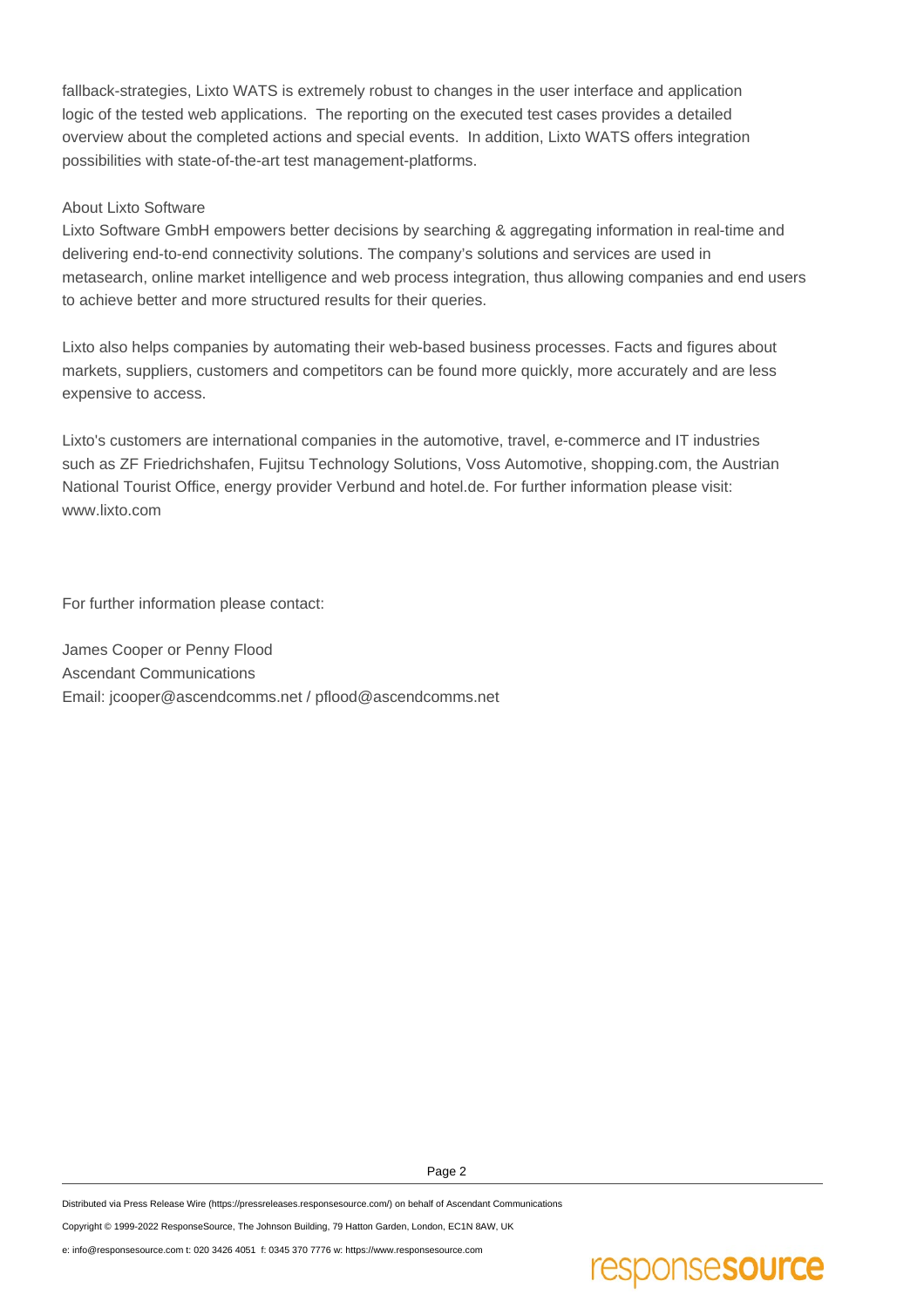fallback-strategies, Lixto WATS is extremely robust to changes in the user interface and application logic of the tested web applications. The reporting on the executed test cases provides a detailed overview about the completed actions and special events. In addition, Lixto WATS offers integration possibilities with state-of-the-art test management-platforms.

About Lixto Software

Lixto Software GmbH empowers better decisions by searching & aggregating information in real-time and delivering end-to-end connectivity solutions. The company's solutions and services are used in metasearch, online market intelligence and web process integration, thus allowing companies and end users to achieve better and more structured results for their queries.

Lixto also helps companies by automating their web-based business processes. Facts and figures about markets, suppliers, customers and competitors can be found more quickly, more accurately and are less expensive to access.

Lixto's customers are international companies in the automotive, travel, e-commerce and IT industries such as ZF Friedrichshafen, Fujitsu Technology Solutions, Voss Automotive, shopping.com, the Austrian National Tourist Office, energy provider Verbund and hotel.de. For further information please visit: www.lixto.com

For further information please contact:

James Cooper or Penny Flood  
Ascendant Communications  
Email: jcooper@ascendcomms.net / pflood@ascendcomms.net